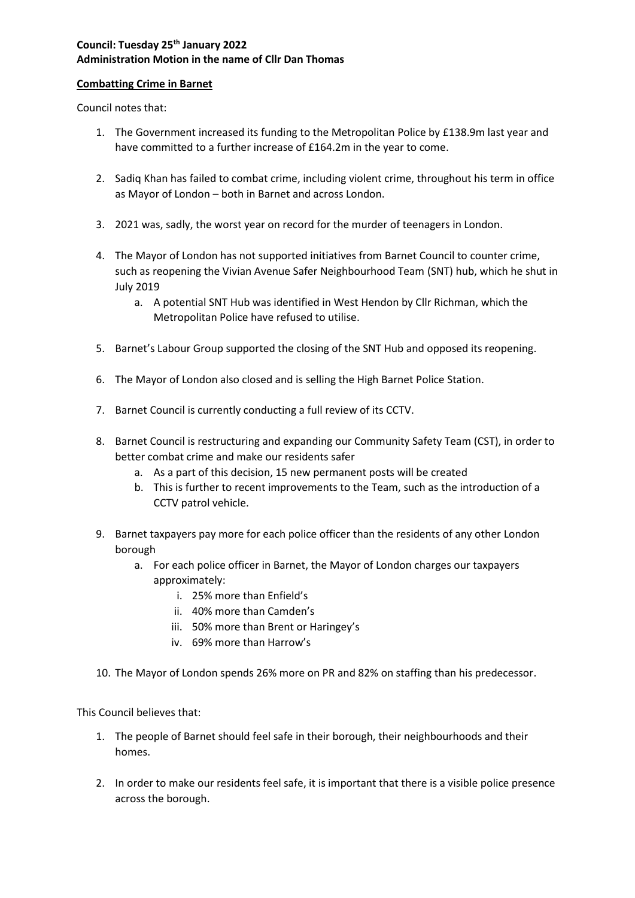**Council: Tuesday 25th January 2022**
**Administration Motion in the name of Cllr Dan Thomas**

**Combatting Crime in Barnet**

Council notes that:

1. The Government increased its funding to the Metropolitan Police by £138.9m last year and have committed to a further increase of £164.2m in the year to come.

2. Sadiq Khan has failed to combat crime, including violent crime, throughout his term in office as Mayor of London – both in Barnet and across London.

3. 2021 was, sadly, the worst year on record for the murder of teenagers in London.

4. The Mayor of London has not supported initiatives from Barnet Council to counter crime, such as reopening the Vivian Avenue Safer Neighbourhood Team (SNT) hub, which he shut in July 2019
   a. A potential SNT Hub was identified in West Hendon by Cllr Richman, which the Metropolitan Police have refused to utilise.

5. Barnet's Labour Group supported the closing of the SNT Hub and opposed its reopening.

6. The Mayor of London also closed and is selling the High Barnet Police Station.

7. Barnet Council is currently conducting a full review of its CCTV.

8. Barnet Council is restructuring and expanding our Community Safety Team (CST), in order to better combat crime and make our residents safer
   a. As a part of this decision, 15 new permanent posts will be created
   b. This is further to recent improvements to the Team, such as the introduction of a CCTV patrol vehicle.

9. Barnet taxpayers pay more for each police officer than the residents of any other London borough
   a. For each police officer in Barnet, the Mayor of London charges our taxpayers approximately:
      i. 25% more than Enfield's
      ii. 40% more than Camden's
      iii. 50% more than Brent or Haringey's
      iv. 69% more than Harrow's

10. The Mayor of London spends 26% more on PR and 82% on staffing than his predecessor.

This Council believes that:

1. The people of Barnet should feel safe in their borough, their neighbourhoods and their homes.

2. In order to make our residents feel safe, it is important that there is a visible police presence across the borough.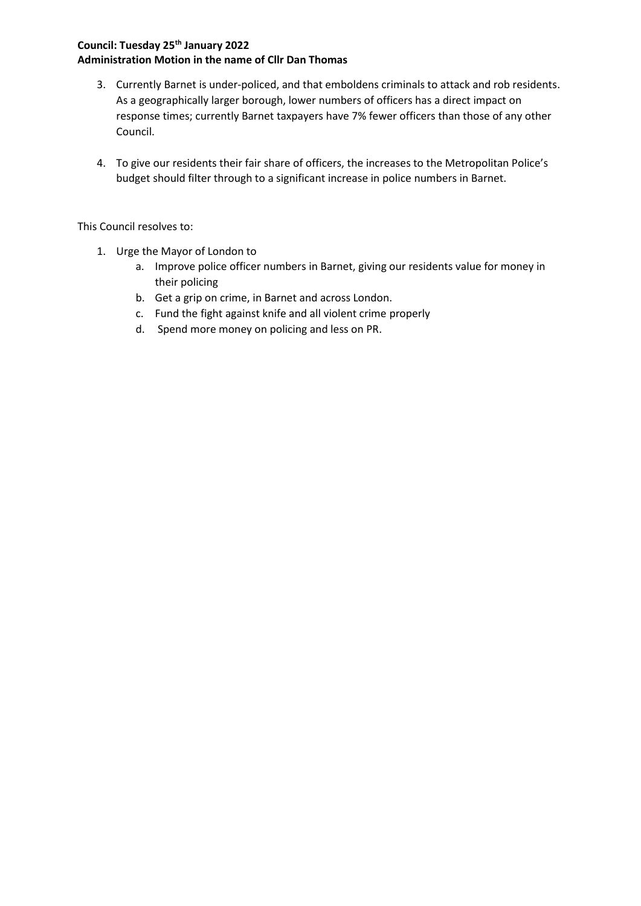**Council: Tuesday 25th January 2022**
**Administration Motion in the name of Cllr Dan Thomas**

3. Currently Barnet is under-policed, and that emboldens criminals to attack and rob residents. As a geographically larger borough, lower numbers of officers has a direct impact on response times; currently Barnet taxpayers have 7% fewer officers than those of any other Council.

4. To give our residents their fair share of officers, the increases to the Metropolitan Police's budget should filter through to a significant increase in police numbers in Barnet.

This Council resolves to:

1. Urge the Mayor of London to
   a. Improve police officer numbers in Barnet, giving our residents value for money in their policing
   b. Get a grip on crime, in Barnet and across London.
   c. Fund the fight against knife and all violent crime properly
   d. Spend more money on policing and less on PR.